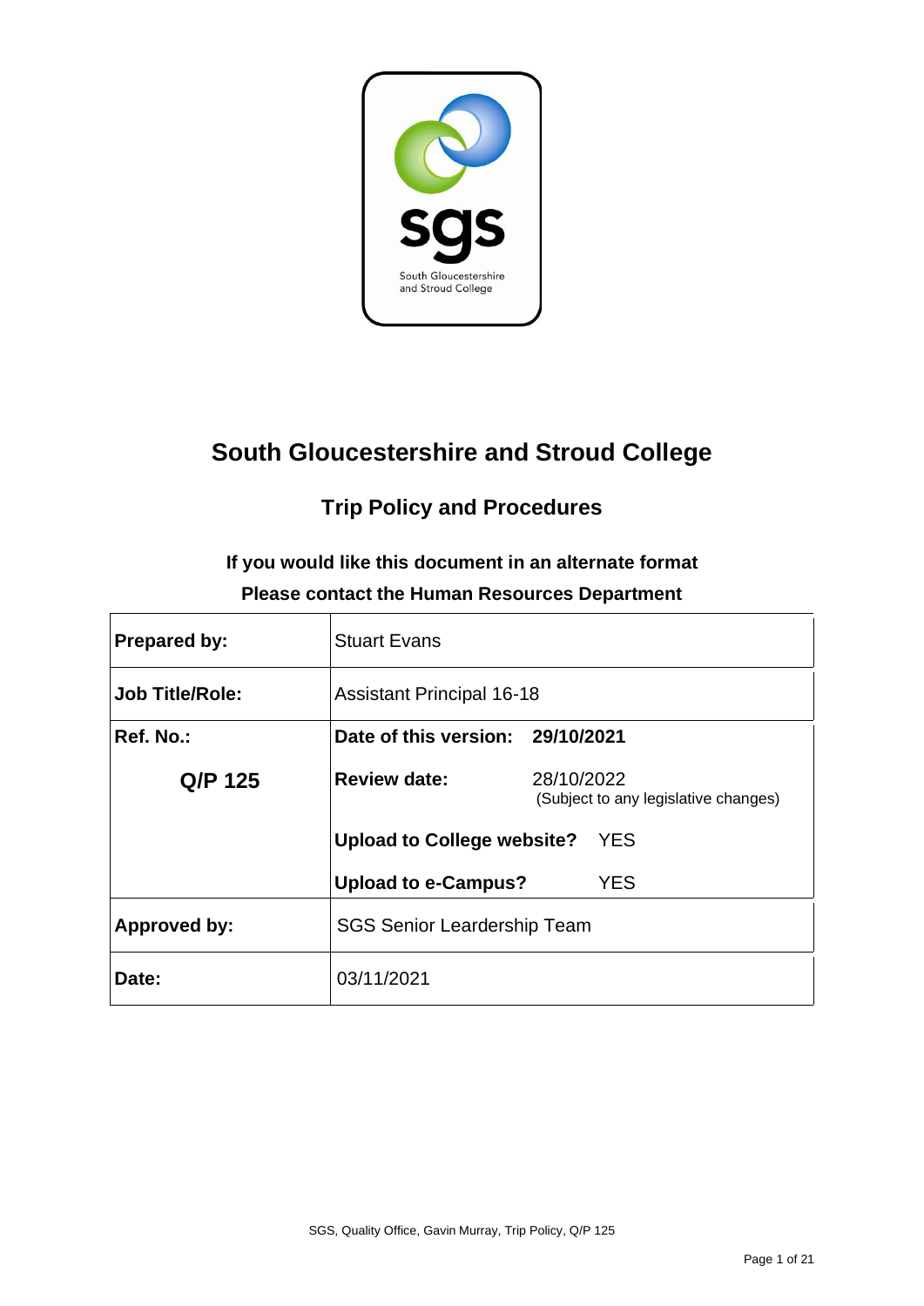# South Gloucestershire and Stroud College

## Trip Policy and Procedures

**If you would like this document in an alternate format**
**Please contact the Human Resources Department**

| | | |
|---|---|---|
| **Prepared by:** | Stuart Evans | |
| **Job Title/Role:** | Assistant Principal 16-18 | |
| **Ref. No.:** | **Date of this version:** | **29/10/2021** |
| **Q/P 125** | **Review date:** | 28/10/2022 (Subject to any legislative changes) |
| | **Upload to College website?** | YES |
| | **Upload to e-Campus?** | YES |
| **Approved by:** | SGS Senior Leardership Team | |
| **Date:** | 03/11/2021 | |

SGS, Quality Office, Gavin Murray, Trip Policy, Q/P 125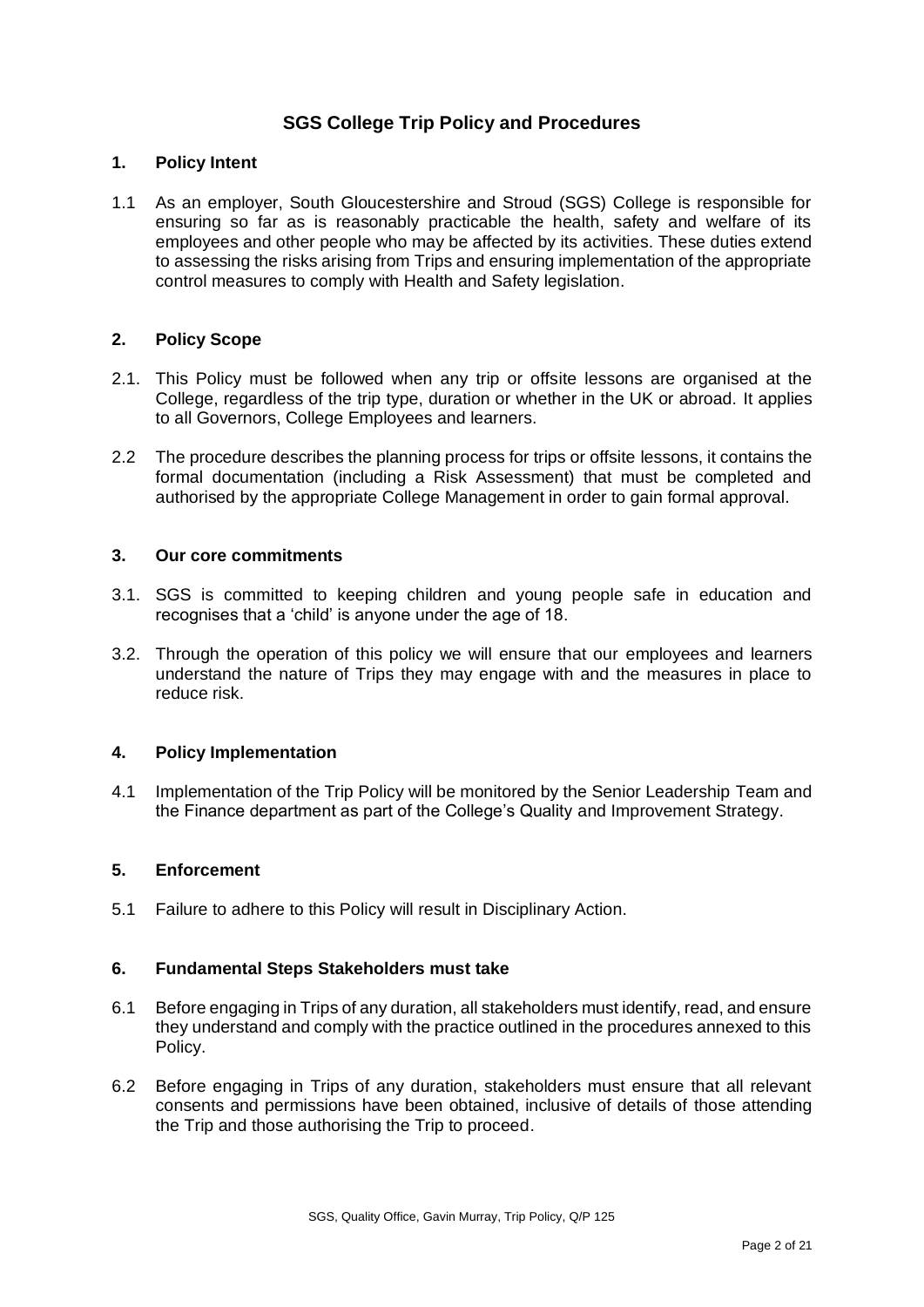# SGS College Trip Policy and Procedures

## 1. Policy Intent

1.1 As an employer, South Gloucestershire and Stroud (SGS) College is responsible for ensuring so far as is reasonably practicable the health, safety and welfare of its employees and other people who may be affected by its activities. These duties extend to assessing the risks arising from Trips and ensuring implementation of the appropriate control measures to comply with Health and Safety legislation.

## 2. Policy Scope

2.1. This Policy must be followed when any trip or offsite lessons are organised at the College, regardless of the trip type, duration or whether in the UK or abroad. It applies to all Governors, College Employees and learners.

2.2 The procedure describes the planning process for trips or offsite lessons, it contains the formal documentation (including a Risk Assessment) that must be completed and authorised by the appropriate College Management in order to gain formal approval.

## 3. Our core commitments

3.1. SGS is committed to keeping children and young people safe in education and recognises that a 'child' is anyone under the age of 18.

3.2. Through the operation of this policy we will ensure that our employees and learners understand the nature of Trips they may engage with and the measures in place to reduce risk.

## 4. Policy Implementation

4.1 Implementation of the Trip Policy will be monitored by the Senior Leadership Team and the Finance department as part of the College's Quality and Improvement Strategy.

## 5. Enforcement

5.1 Failure to adhere to this Policy will result in Disciplinary Action.

## 6. Fundamental Steps Stakeholders must take

6.1 Before engaging in Trips of any duration, all stakeholders must identify, read, and ensure they understand and comply with the practice outlined in the procedures annexed to this Policy.

6.2 Before engaging in Trips of any duration, stakeholders must ensure that all relevant consents and permissions have been obtained, inclusive of details of those attending the Trip and those authorising the Trip to proceed.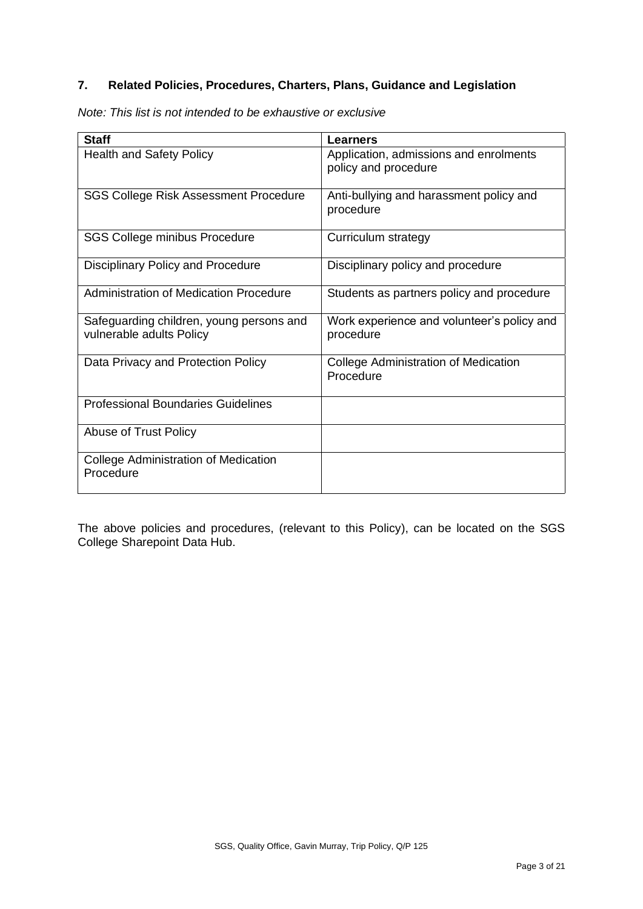## 7. Related Policies, Procedures, Charters, Plans, Guidance and Legislation

*Note: This list is not intended to be exhaustive or exclusive*

| Staff | Learners |
|---|---|
| Health and Safety Policy | Application, admissions and enrolments policy and procedure |
| SGS College Risk Assessment Procedure | Anti-bullying and harassment policy and procedure |
| SGS College minibus Procedure | Curriculum strategy |
| Disciplinary Policy and Procedure | Disciplinary policy and procedure |
| Administration of Medication Procedure | Students as partners policy and procedure |
| Safeguarding children, young persons and vulnerable adults Policy | Work experience and volunteer's policy and procedure |
| Data Privacy and Protection Policy | College Administration of Medication Procedure |
| Professional Boundaries Guidelines | |
| Abuse of Trust Policy | |
| College Administration of Medication Procedure | |

The above policies and procedures, (relevant to this Policy), can be located on the SGS College Sharepoint Data Hub.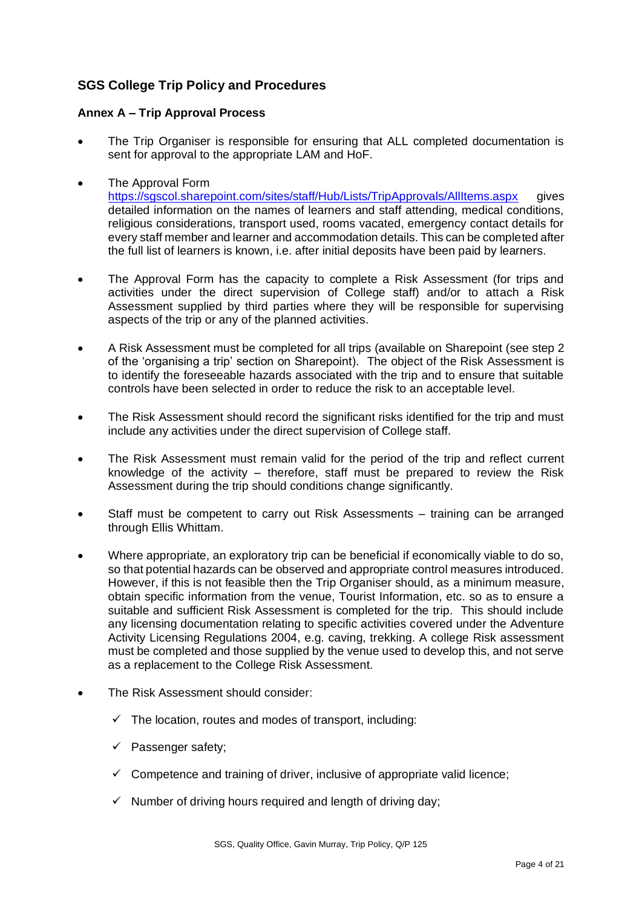## SGS College Trip Policy and Procedures

### Annex A – Trip Approval Process

- The Trip Organiser is responsible for ensuring that ALL completed documentation is sent for approval to the appropriate LAM and HoF.

- The Approval Form https://sgscol.sharepoint.com/sites/staff/Hub/Lists/TripApprovals/AllItems.aspx gives detailed information on the names of learners and staff attending, medical conditions, religious considerations, transport used, rooms vacated, emergency contact details for every staff member and learner and accommodation details. This can be completed after the full list of learners is known, i.e. after initial deposits have been paid by learners.

- The Approval Form has the capacity to complete a Risk Assessment (for trips and activities under the direct supervision of College staff) and/or to attach a Risk Assessment supplied by third parties where they will be responsible for supervising aspects of the trip or any of the planned activities.

- A Risk Assessment must be completed for all trips (available on Sharepoint (see step 2 of the 'organising a trip' section on Sharepoint). The object of the Risk Assessment is to identify the foreseeable hazards associated with the trip and to ensure that suitable controls have been selected in order to reduce the risk to an acceptable level.

- The Risk Assessment should record the significant risks identified for the trip and must include any activities under the direct supervision of College staff.

- The Risk Assessment must remain valid for the period of the trip and reflect current knowledge of the activity – therefore, staff must be prepared to review the Risk Assessment during the trip should conditions change significantly.

- Staff must be competent to carry out Risk Assessments – training can be arranged through Ellis Whittam.

- Where appropriate, an exploratory trip can be beneficial if economically viable to do so, so that potential hazards can be observed and appropriate control measures introduced. However, if this is not feasible then the Trip Organiser should, as a minimum measure, obtain specific information from the venue, Tourist Information, etc. so as to ensure a suitable and sufficient Risk Assessment is completed for the trip. This should include any licensing documentation relating to specific activities covered under the Adventure Activity Licensing Regulations 2004, e.g. caving, trekking. A college Risk assessment must be completed and those supplied by the venue used to develop this, and not serve as a replacement to the College Risk Assessment.

- The Risk Assessment should consider:
  - ✓ The location, routes and modes of transport, including:
  - ✓ Passenger safety;
  - ✓ Competence and training of driver, inclusive of appropriate valid licence;
  - ✓ Number of driving hours required and length of driving day;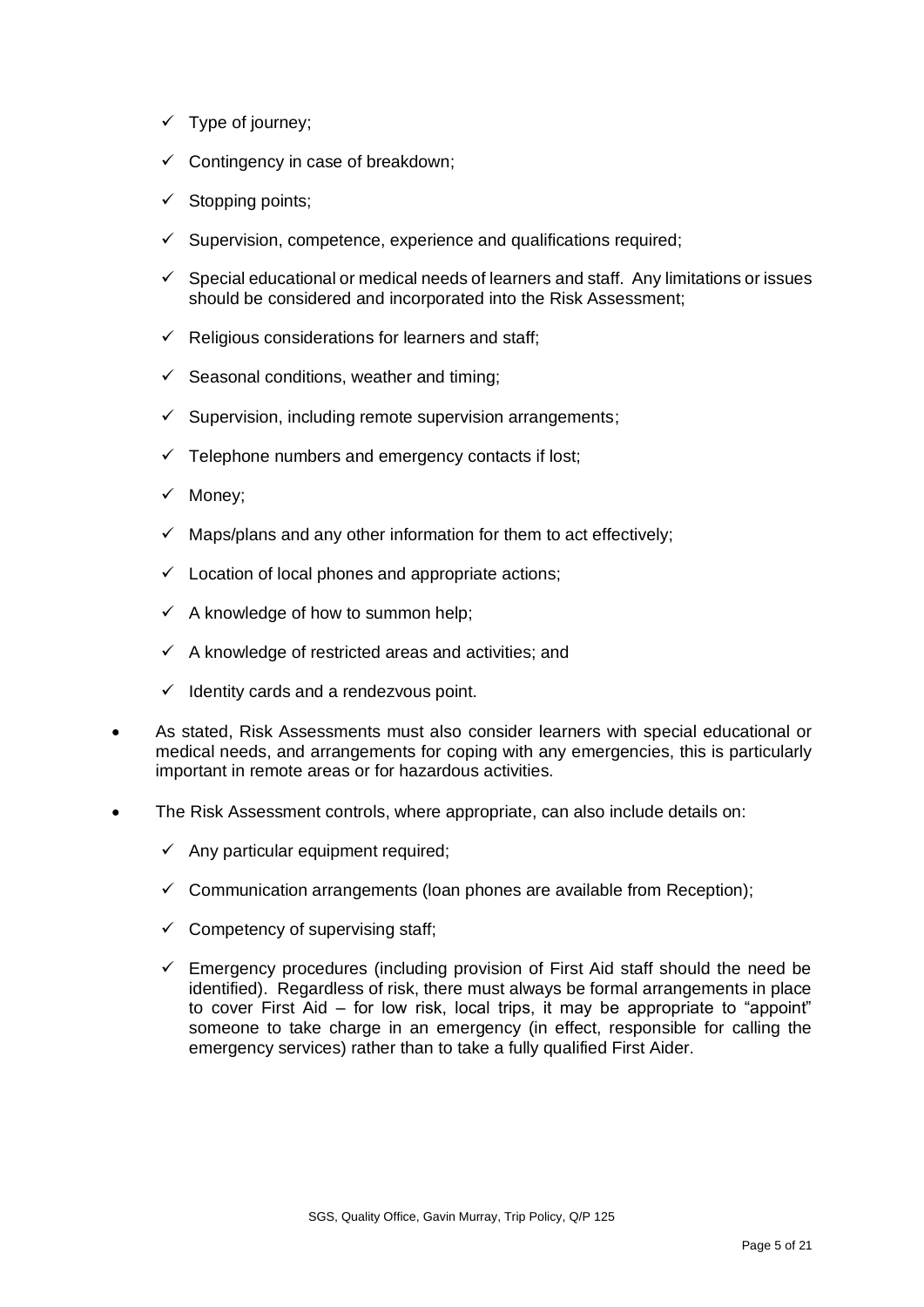- ✓ Type of journey;
- ✓ Contingency in case of breakdown;
- ✓ Stopping points;
- ✓ Supervision, competence, experience and qualifications required;
- ✓ Special educational or medical needs of learners and staff. Any limitations or issues should be considered and incorporated into the Risk Assessment;
- ✓ Religious considerations for learners and staff;
- ✓ Seasonal conditions, weather and timing;
- ✓ Supervision, including remote supervision arrangements;
- ✓ Telephone numbers and emergency contacts if lost;
- ✓ Money;
- ✓ Maps/plans and any other information for them to act effectively;
- ✓ Location of local phones and appropriate actions;
- ✓ A knowledge of how to summon help;
- ✓ A knowledge of restricted areas and activities; and
- ✓ Identity cards and a rendezvous point.

- As stated, Risk Assessments must also consider learners with special educational or medical needs, and arrangements for coping with any emergencies, this is particularly important in remote areas or for hazardous activities.

- The Risk Assessment controls, where appropriate, can also include details on:
  - ✓ Any particular equipment required;
  - ✓ Communication arrangements (loan phones are available from Reception);
  - ✓ Competency of supervising staff;
  - ✓ Emergency procedures (including provision of First Aid staff should the need be identified). Regardless of risk, there must always be formal arrangements in place to cover First Aid – for low risk, local trips, it may be appropriate to "appoint" someone to take charge in an emergency (in effect, responsible for calling the emergency services) rather than to take a fully qualified First Aider.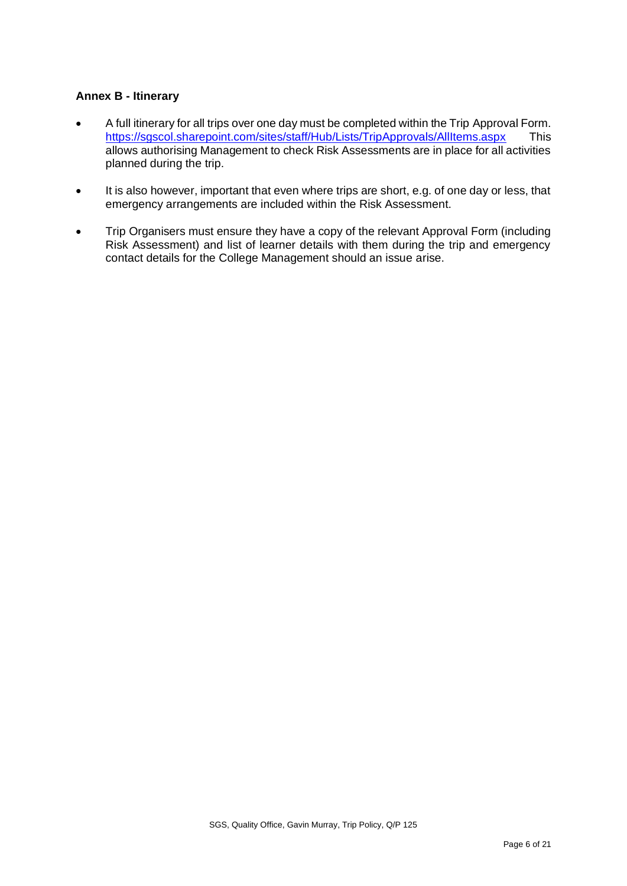**Annex B - Itinerary**

- A full itinerary for all trips over one day must be completed within the Trip Approval Form. https://sgscol.sharepoint.com/sites/staff/Hub/Lists/TripApprovals/AllItems.aspx This allows authorising Management to check Risk Assessments are in place for all activities planned during the trip.

- It is also however, important that even where trips are short, e.g. of one day or less, that emergency arrangements are included within the Risk Assessment.

- Trip Organisers must ensure they have a copy of the relevant Approval Form (including Risk Assessment) and list of learner details with them during the trip and emergency contact details for the College Management should an issue arise.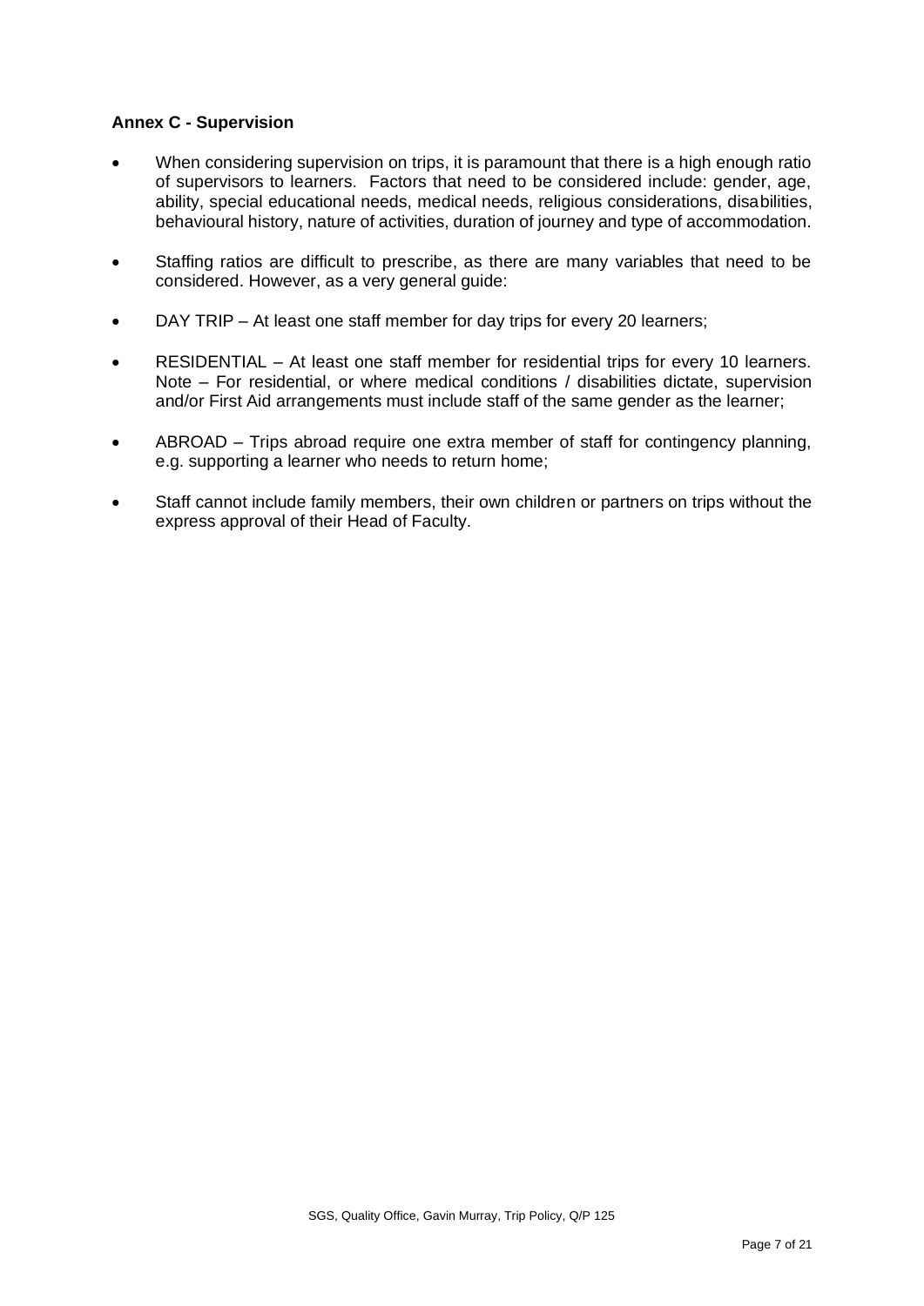**Annex C - Supervision**

- When considering supervision on trips, it is paramount that there is a high enough ratio of supervisors to learners. Factors that need to be considered include: gender, age, ability, special educational needs, medical needs, religious considerations, disabilities, behavioural history, nature of activities, duration of journey and type of accommodation.
- Staffing ratios are difficult to prescribe, as there are many variables that need to be considered. However, as a very general guide:
- DAY TRIP – At least one staff member for day trips for every 20 learners;
- RESIDENTIAL – At least one staff member for residential trips for every 10 learners. Note – For residential, or where medical conditions / disabilities dictate, supervision and/or First Aid arrangements must include staff of the same gender as the learner;
- ABROAD – Trips abroad require one extra member of staff for contingency planning, e.g. supporting a learner who needs to return home;
- Staff cannot include family members, their own children or partners on trips without the express approval of their Head of Faculty.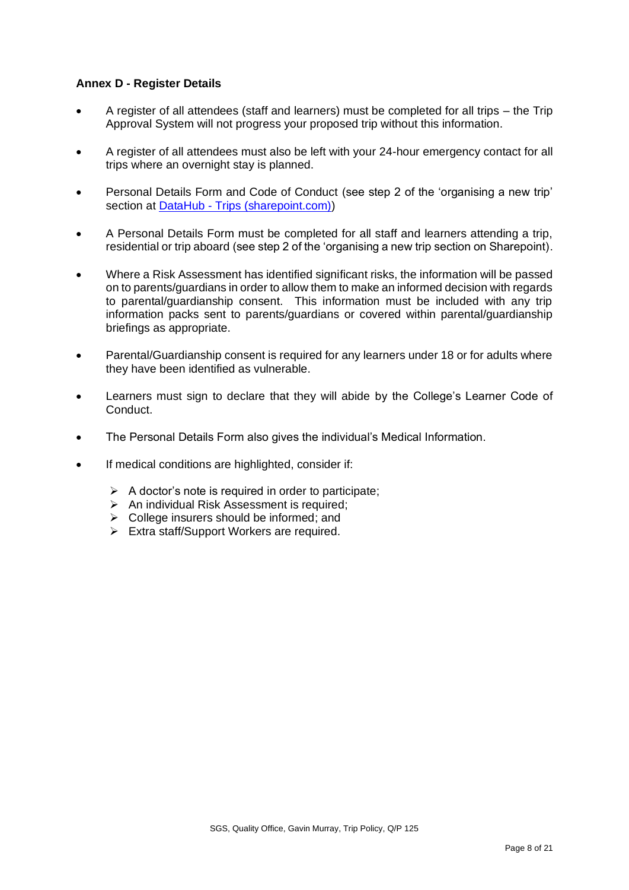**Annex D - Register Details**

- A register of all attendees (staff and learners) must be completed for all trips – the Trip Approval System will not progress your proposed trip without this information.
- A register of all attendees must also be left with your 24-hour emergency contact for all trips where an overnight stay is planned.
- Personal Details Form and Code of Conduct (see step 2 of the 'organising a new trip' section at [DataHub - Trips (sharepoint.com)](DataHub - Trips (sharepoint.com)))
- A Personal Details Form must be completed for all staff and learners attending a trip, residential or trip aboard (see step 2 of the 'organising a new trip section on Sharepoint).
- Where a Risk Assessment has identified significant risks, the information will be passed on to parents/guardians in order to allow them to make an informed decision with regards to parental/guardianship consent. This information must be included with any trip information packs sent to parents/guardians or covered within parental/guardianship briefings as appropriate.
- Parental/Guardianship consent is required for any learners under 18 or for adults where they have been identified as vulnerable.
- Learners must sign to declare that they will abide by the College's Learner Code of Conduct.
- The Personal Details Form also gives the individual's Medical Information.
- If medical conditions are highlighted, consider if:
  - A doctor's note is required in order to participate;
  - An individual Risk Assessment is required;
  - College insurers should be informed; and
  - Extra staff/Support Workers are required.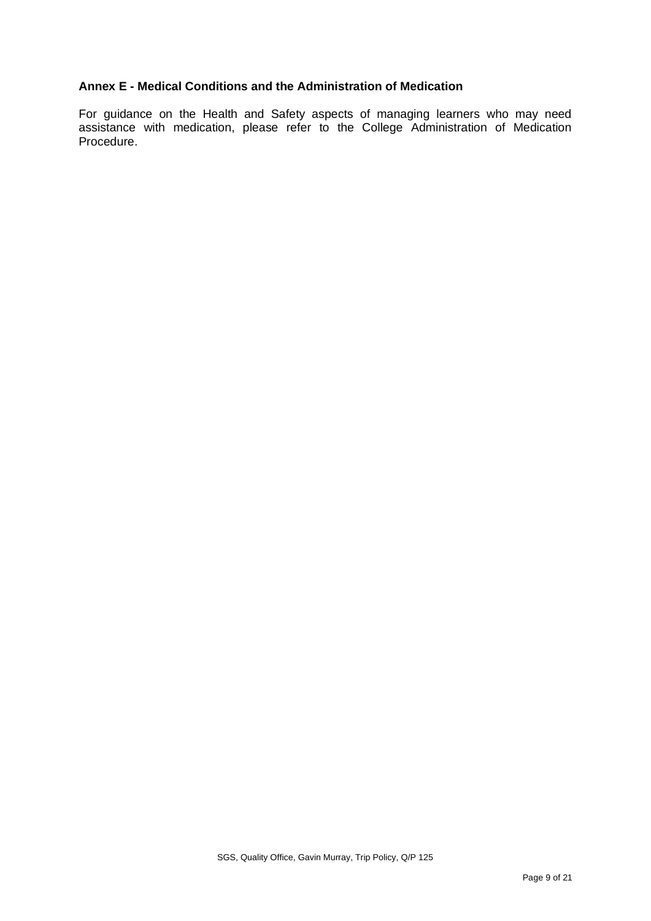## Annex E - Medical Conditions and the Administration of Medication

For guidance on the Health and Safety aspects of managing learners who may need assistance with medication, please refer to the College Administration of Medication Procedure.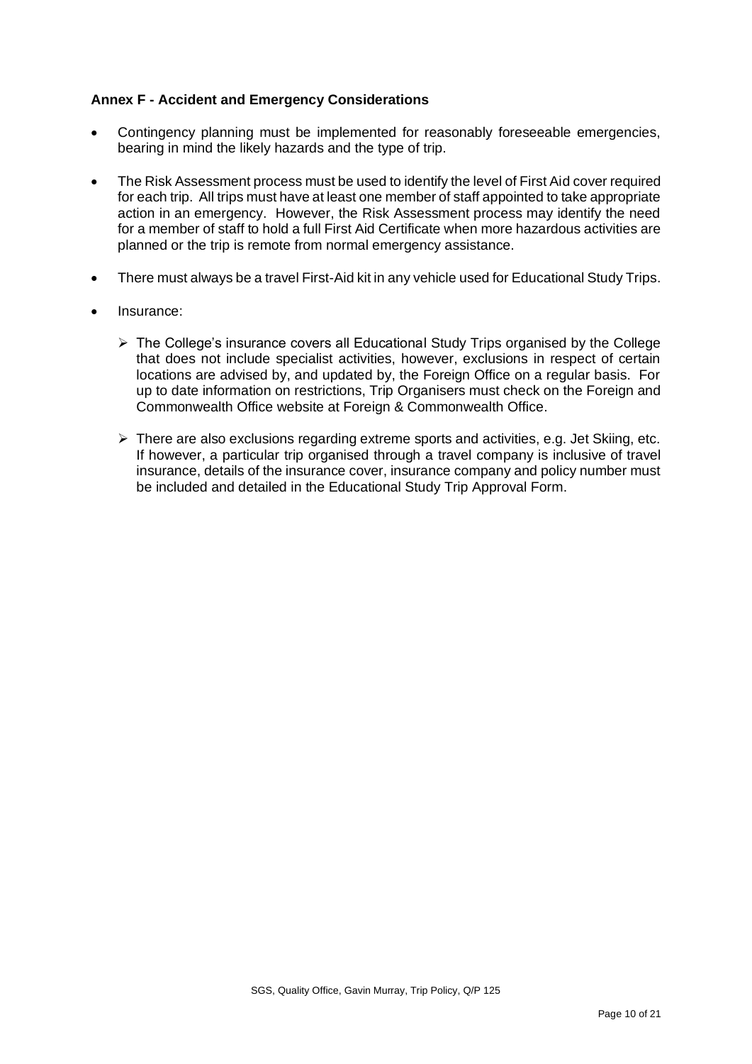**Annex F - Accident and Emergency Considerations**

- Contingency planning must be implemented for reasonably foreseeable emergencies, bearing in mind the likely hazards and the type of trip.

- The Risk Assessment process must be used to identify the level of First Aid cover required for each trip. All trips must have at least one member of staff appointed to take appropriate action in an emergency. However, the Risk Assessment process may identify the need for a member of staff to hold a full First Aid Certificate when more hazardous activities are planned or the trip is remote from normal emergency assistance.

- There must always be a travel First-Aid kit in any vehicle used for Educational Study Trips.

- Insurance:

  - The College's insurance covers all Educational Study Trips organised by the College that does not include specialist activities, however, exclusions in respect of certain locations are advised by, and updated by, the Foreign Office on a regular basis. For up to date information on restrictions, Trip Organisers must check on the Foreign and Commonwealth Office website at Foreign & Commonwealth Office.

  - There are also exclusions regarding extreme sports and activities, e.g. Jet Skiing, etc. If however, a particular trip organised through a travel company is inclusive of travel insurance, details of the insurance cover, insurance company and policy number must be included and detailed in the Educational Study Trip Approval Form.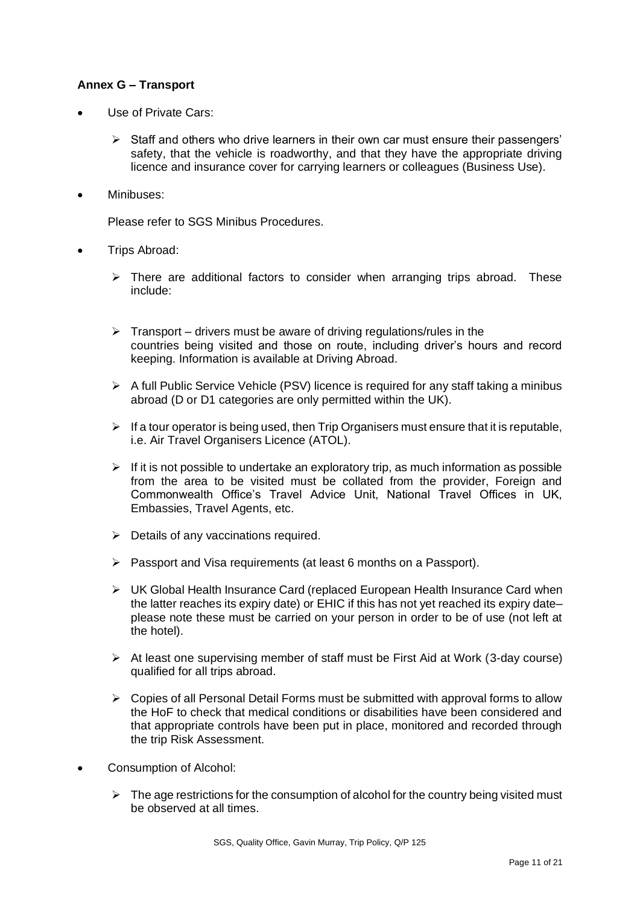**Annex G – Transport**

- Use of Private Cars:
  - Staff and others who drive learners in their own car must ensure their passengers' safety, that the vehicle is roadworthy, and that they have the appropriate driving licence and insurance cover for carrying learners or colleagues (Business Use).

- Minibuses:

  Please refer to SGS Minibus Procedures.

- Trips Abroad:
  - There are additional factors to consider when arranging trips abroad. These include:
  - Transport – drivers must be aware of driving regulations/rules in the countries being visited and those on route, including driver's hours and record keeping. Information is available at Driving Abroad.
  - A full Public Service Vehicle (PSV) licence is required for any staff taking a minibus abroad (D or D1 categories are only permitted within the UK).
  - If a tour operator is being used, then Trip Organisers must ensure that it is reputable, i.e. Air Travel Organisers Licence (ATOL).
  - If it is not possible to undertake an exploratory trip, as much information as possible from the area to be visited must be collated from the provider, Foreign and Commonwealth Office's Travel Advice Unit, National Travel Offices in UK, Embassies, Travel Agents, etc.
  - Details of any vaccinations required.
  - Passport and Visa requirements (at least 6 months on a Passport).
  - UK Global Health Insurance Card (replaced European Health Insurance Card when the latter reaches its expiry date) or EHIC if this has not yet reached its expiry date– please note these must be carried on your person in order to be of use (not left at the hotel).
  - At least one supervising member of staff must be First Aid at Work (3-day course) qualified for all trips abroad.
  - Copies of all Personal Detail Forms must be submitted with approval forms to allow the HoF to check that medical conditions or disabilities have been considered and that appropriate controls have been put in place, monitored and recorded through the trip Risk Assessment.

- Consumption of Alcohol:
  - The age restrictions for the consumption of alcohol for the country being visited must be observed at all times.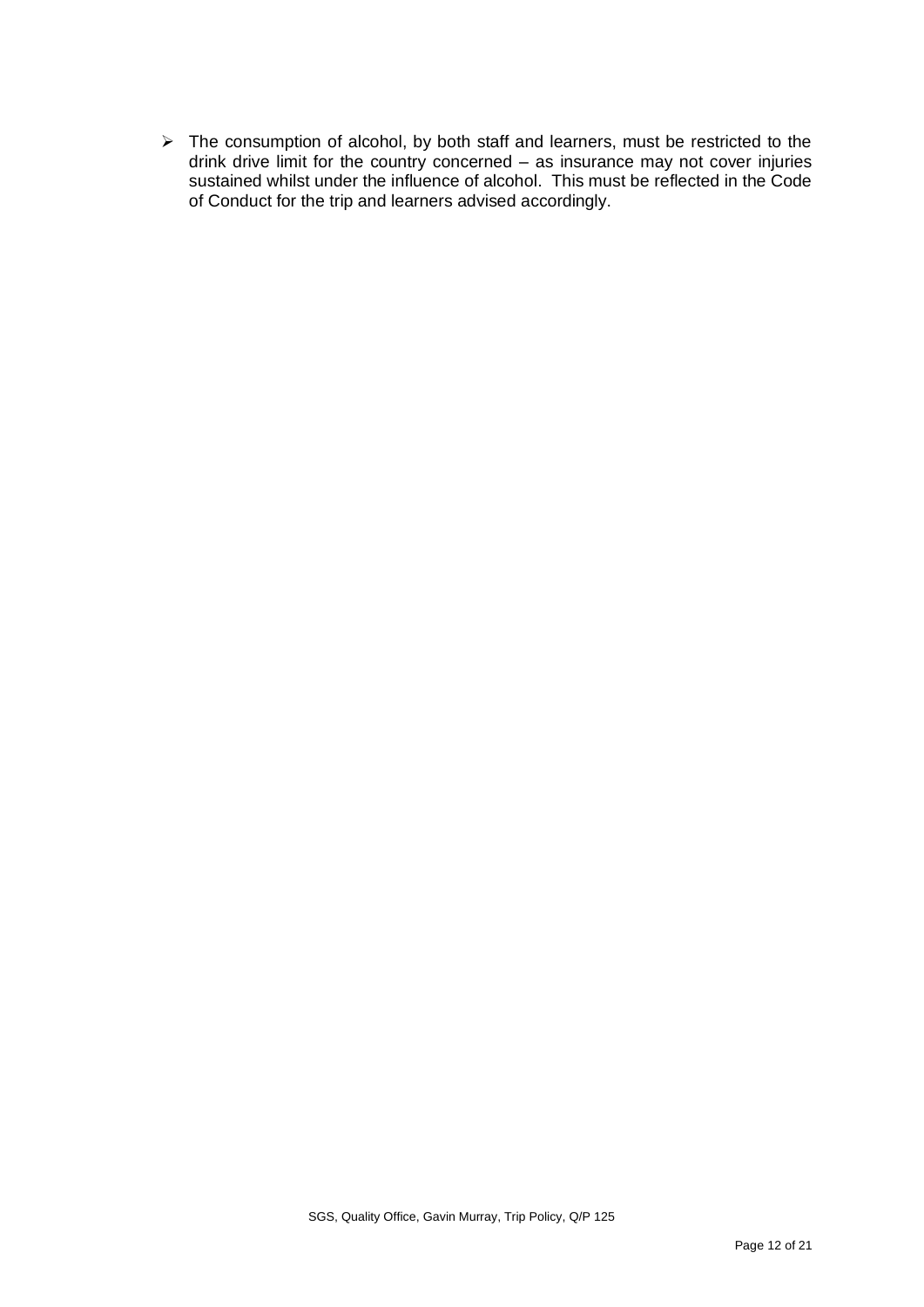- The consumption of alcohol, by both staff and learners, must be restricted to the drink drive limit for the country concerned – as insurance may not cover injuries sustained whilst under the influence of alcohol. This must be reflected in the Code of Conduct for the trip and learners advised accordingly.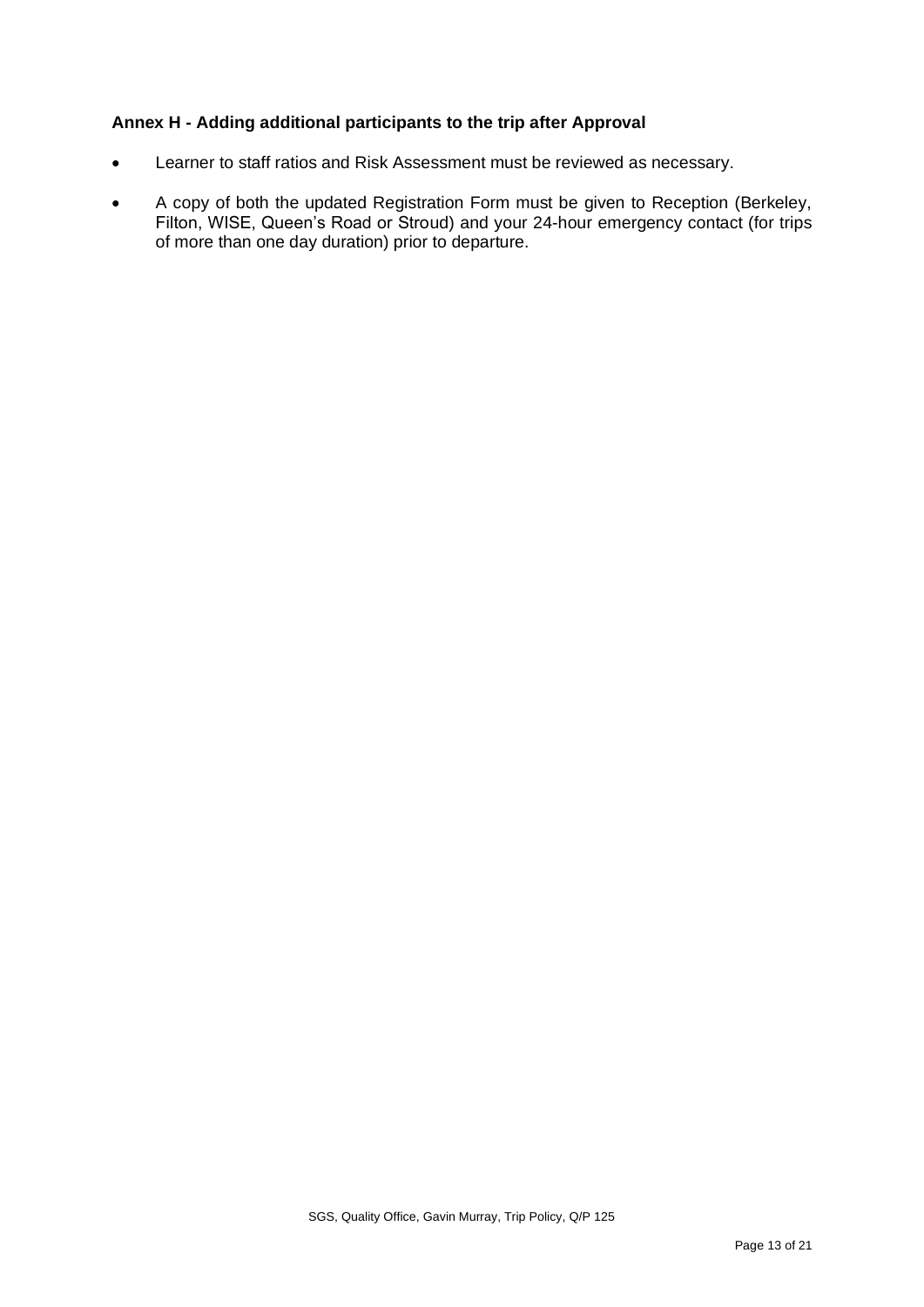**Annex H - Adding additional participants to the trip after Approval**

- Learner to staff ratios and Risk Assessment must be reviewed as necessary.
- A copy of both the updated Registration Form must be given to Reception (Berkeley, Filton, WISE, Queen's Road or Stroud) and your 24-hour emergency contact (for trips of more than one day duration) prior to departure.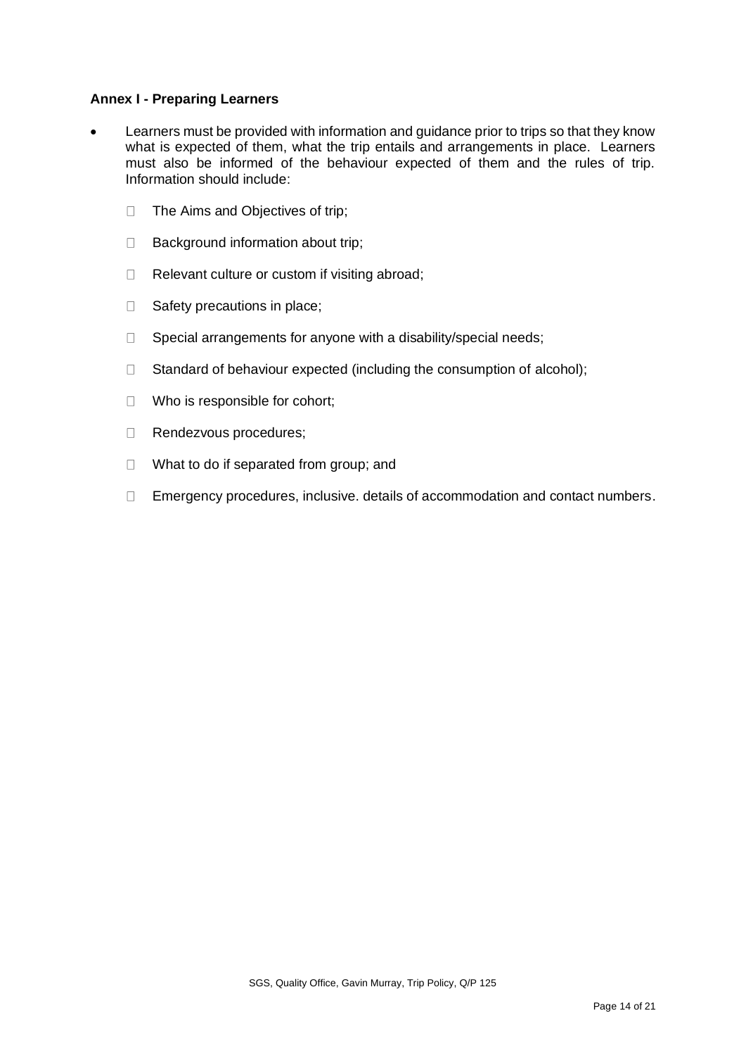**Annex I - Preparing Learners**

- Learners must be provided with information and guidance prior to trips so that they know what is expected of them, what the trip entails and arrangements in place. Learners must also be informed of the behaviour expected of them and the rules of trip. Information should include:

  - The Aims and Objectives of trip;
  - Background information about trip;
  - Relevant culture or custom if visiting abroad;
  - Safety precautions in place;
  - Special arrangements for anyone with a disability/special needs;
  - Standard of behaviour expected (including the consumption of alcohol);
  - Who is responsible for cohort;
  - Rendezvous procedures;
  - What to do if separated from group; and
  - Emergency procedures, inclusive. details of accommodation and contact numbers.

SGS, Quality Office, Gavin Murray, Trip Policy, Q/P 125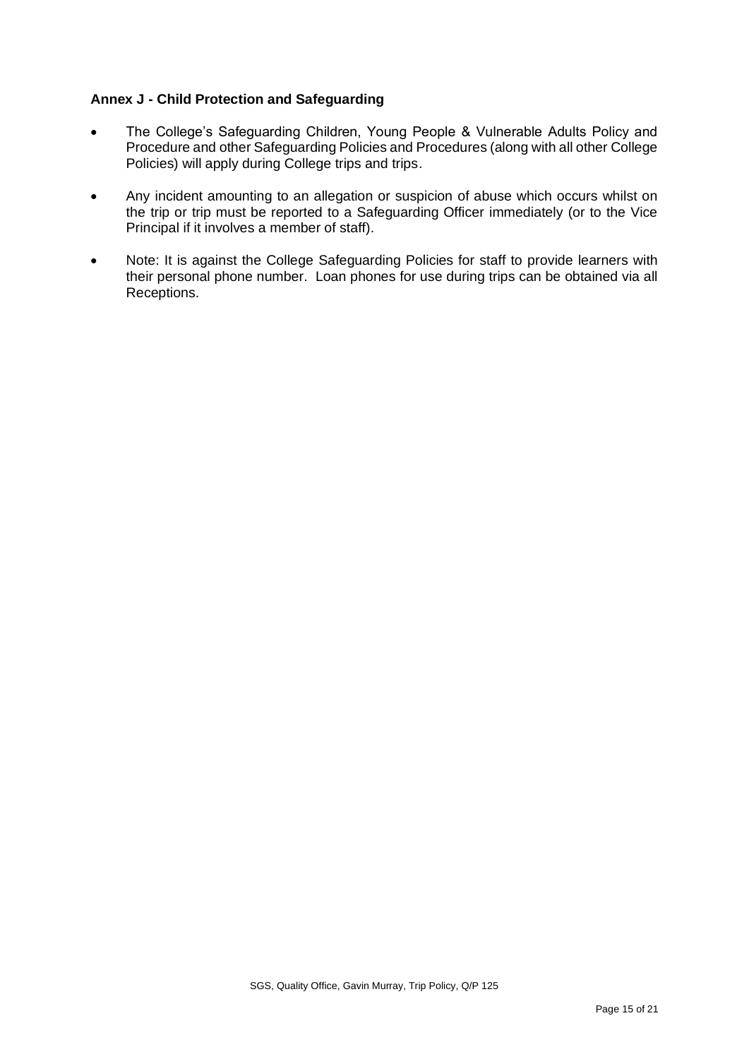### Annex J - Child Protection and Safeguarding

- The College's Safeguarding Children, Young People & Vulnerable Adults Policy and Procedure and other Safeguarding Policies and Procedures (along with all other College Policies) will apply during College trips and trips.
- Any incident amounting to an allegation or suspicion of abuse which occurs whilst on the trip or trip must be reported to a Safeguarding Officer immediately (or to the Vice Principal if it involves a member of staff).
- Note: It is against the College Safeguarding Policies for staff to provide learners with their personal phone number. Loan phones for use during trips can be obtained via all Receptions.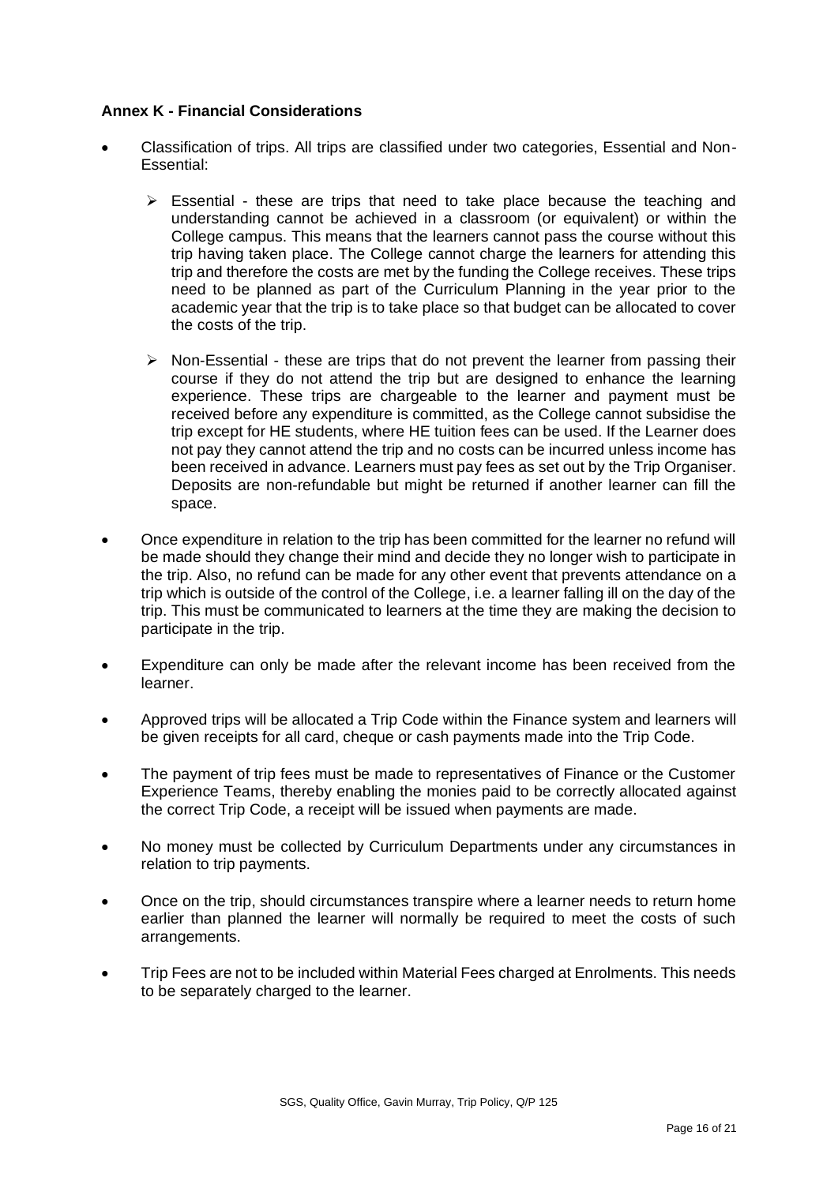**Annex K - Financial Considerations**

- Classification of trips. All trips are classified under two categories, Essential and Non-Essential:
  - Essential - these are trips that need to take place because the teaching and understanding cannot be achieved in a classroom (or equivalent) or within the College campus. This means that the learners cannot pass the course without this trip having taken place. The College cannot charge the learners for attending this trip and therefore the costs are met by the funding the College receives. These trips need to be planned as part of the Curriculum Planning in the year prior to the academic year that the trip is to take place so that budget can be allocated to cover the costs of the trip.
  - Non-Essential - these are trips that do not prevent the learner from passing their course if they do not attend the trip but are designed to enhance the learning experience. These trips are chargeable to the learner and payment must be received before any expenditure is committed, as the College cannot subsidise the trip except for HE students, where HE tuition fees can be used. If the Learner does not pay they cannot attend the trip and no costs can be incurred unless income has been received in advance. Learners must pay fees as set out by the Trip Organiser. Deposits are non-refundable but might be returned if another learner can fill the space.
- Once expenditure in relation to the trip has been committed for the learner no refund will be made should they change their mind and decide they no longer wish to participate in the trip. Also, no refund can be made for any other event that prevents attendance on a trip which is outside of the control of the College, i.e. a learner falling ill on the day of the trip. This must be communicated to learners at the time they are making the decision to participate in the trip.
- Expenditure can only be made after the relevant income has been received from the learner.
- Approved trips will be allocated a Trip Code within the Finance system and learners will be given receipts for all card, cheque or cash payments made into the Trip Code.
- The payment of trip fees must be made to representatives of Finance or the Customer Experience Teams, thereby enabling the monies paid to be correctly allocated against the correct Trip Code, a receipt will be issued when payments are made.
- No money must be collected by Curriculum Departments under any circumstances in relation to trip payments.
- Once on the trip, should circumstances transpire where a learner needs to return home earlier than planned the learner will normally be required to meet the costs of such arrangements.
- Trip Fees are not to be included within Material Fees charged at Enrolments. This needs to be separately charged to the learner.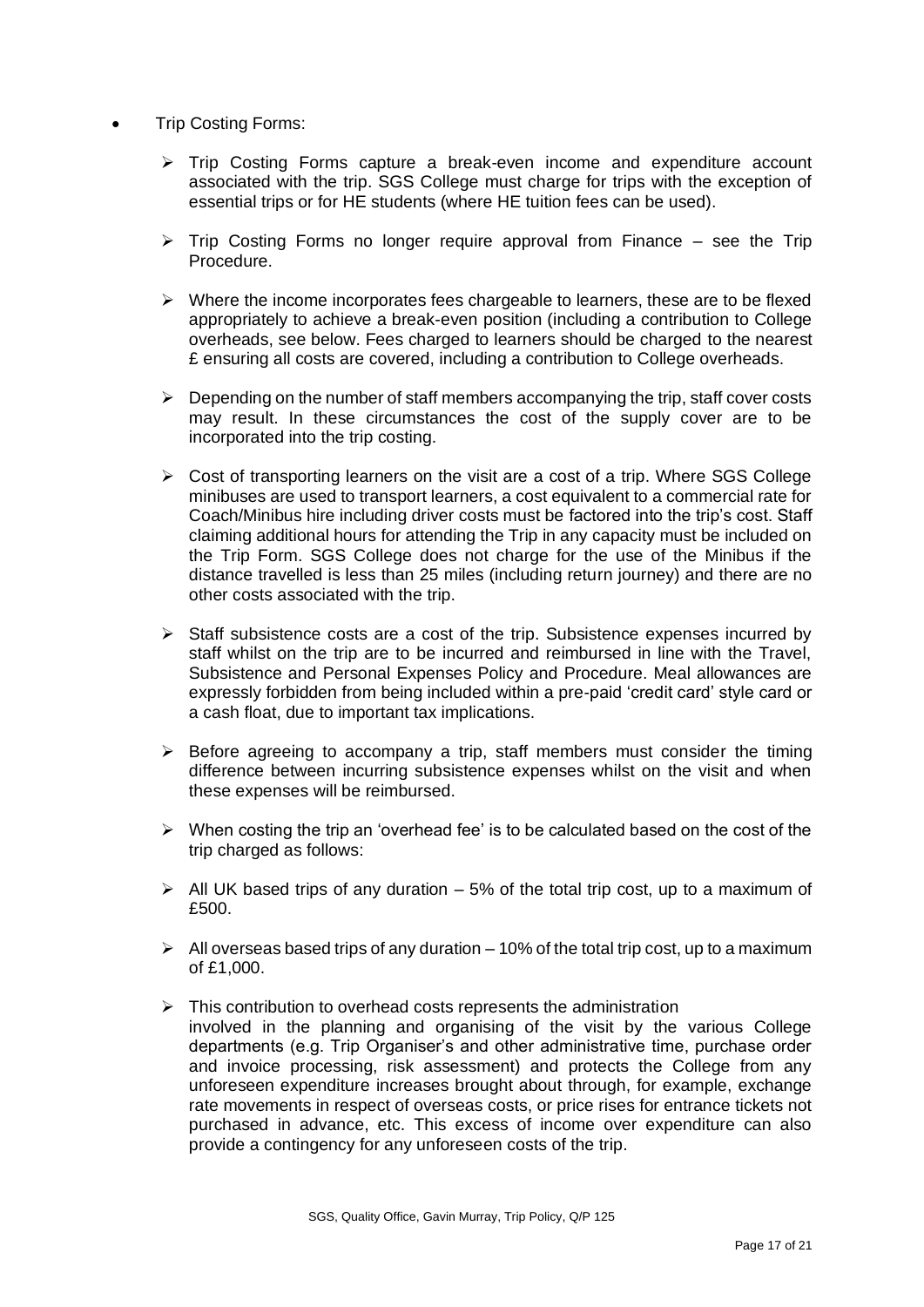- Trip Costing Forms:

  - Trip Costing Forms capture a break-even income and expenditure account associated with the trip. SGS College must charge for trips with the exception of essential trips or for HE students (where HE tuition fees can be used).

  - Trip Costing Forms no longer require approval from Finance – see the Trip Procedure.

  - Where the income incorporates fees chargeable to learners, these are to be flexed appropriately to achieve a break-even position (including a contribution to College overheads, see below. Fees charged to learners should be charged to the nearest £ ensuring all costs are covered, including a contribution to College overheads.

  - Depending on the number of staff members accompanying the trip, staff cover costs may result. In these circumstances the cost of the supply cover are to be incorporated into the trip costing.

  - Cost of transporting learners on the visit are a cost of a trip. Where SGS College minibuses are used to transport learners, a cost equivalent to a commercial rate for Coach/Minibus hire including driver costs must be factored into the trip's cost. Staff claiming additional hours for attending the Trip in any capacity must be included on the Trip Form. SGS College does not charge for the use of the Minibus if the distance travelled is less than 25 miles (including return journey) and there are no other costs associated with the trip.

  - Staff subsistence costs are a cost of the trip. Subsistence expenses incurred by staff whilst on the trip are to be incurred and reimbursed in line with the Travel, Subsistence and Personal Expenses Policy and Procedure. Meal allowances are expressly forbidden from being included within a pre-paid 'credit card' style card or a cash float, due to important tax implications.

  - Before agreeing to accompany a trip, staff members must consider the timing difference between incurring subsistence expenses whilst on the visit and when these expenses will be reimbursed.

  - When costing the trip an 'overhead fee' is to be calculated based on the cost of the trip charged as follows:

  - All UK based trips of any duration – 5% of the total trip cost, up to a maximum of £500.

  - All overseas based trips of any duration – 10% of the total trip cost, up to a maximum of £1,000.

  - This contribution to overhead costs represents the administration involved in the planning and organising of the visit by the various College departments (e.g. Trip Organiser's and other administrative time, purchase order and invoice processing, risk assessment) and protects the College from any unforeseen expenditure increases brought about through, for example, exchange rate movements in respect of overseas costs, or price rises for entrance tickets not purchased in advance, etc. This excess of income over expenditure can also provide a contingency for any unforeseen costs of the trip.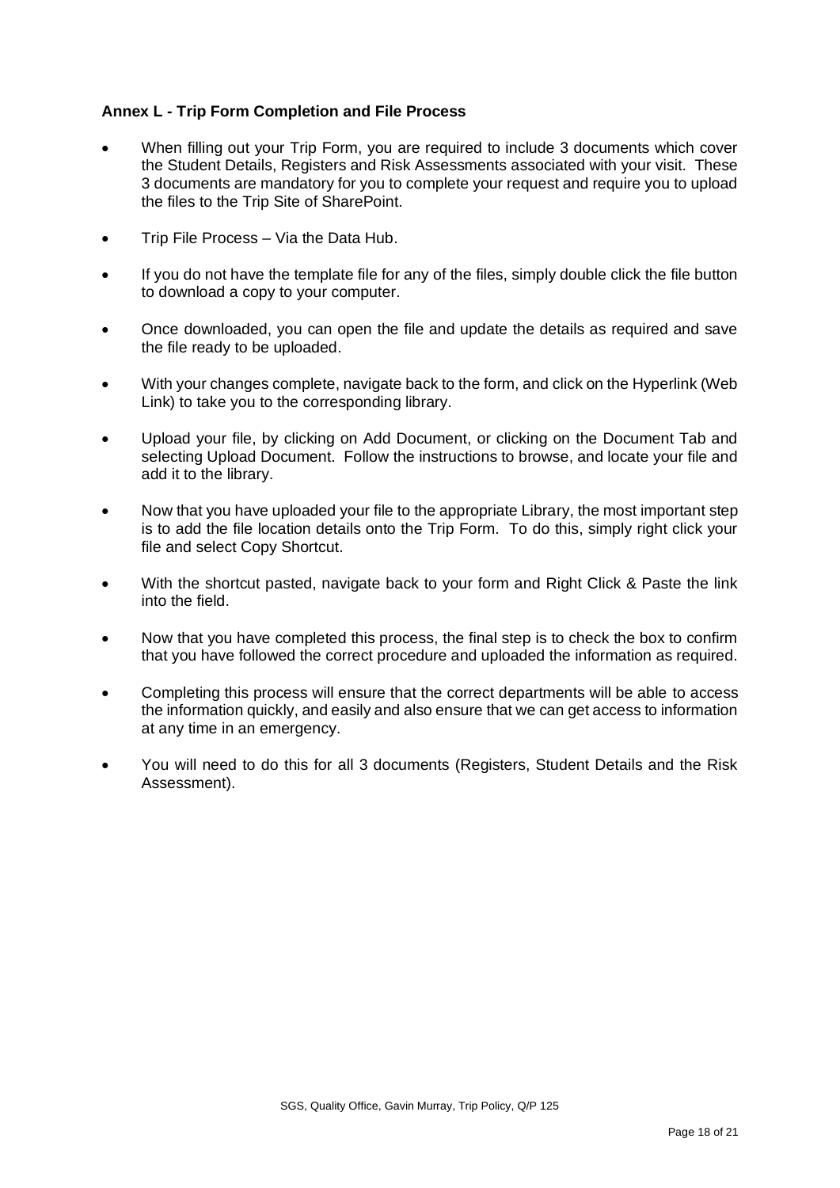**Annex L - Trip Form Completion and File Process**

- When filling out your Trip Form, you are required to include 3 documents which cover the Student Details, Registers and Risk Assessments associated with your visit. These 3 documents are mandatory for you to complete your request and require you to upload the files to the Trip Site of SharePoint.
- Trip File Process – Via the Data Hub.
- If you do not have the template file for any of the files, simply double click the file button to download a copy to your computer.
- Once downloaded, you can open the file and update the details as required and save the file ready to be uploaded.
- With your changes complete, navigate back to the form, and click on the Hyperlink (Web Link) to take you to the corresponding library.
- Upload your file, by clicking on Add Document, or clicking on the Document Tab and selecting Upload Document. Follow the instructions to browse, and locate your file and add it to the library.
- Now that you have uploaded your file to the appropriate Library, the most important step is to add the file location details onto the Trip Form. To do this, simply right click your file and select Copy Shortcut.
- With the shortcut pasted, navigate back to your form and Right Click & Paste the link into the field.
- Now that you have completed this process, the final step is to check the box to confirm that you have followed the correct procedure and uploaded the information as required.
- Completing this process will ensure that the correct departments will be able to access the information quickly, and easily and also ensure that we can get access to information at any time in an emergency.
- You will need to do this for all 3 documents (Registers, Student Details and the Risk Assessment).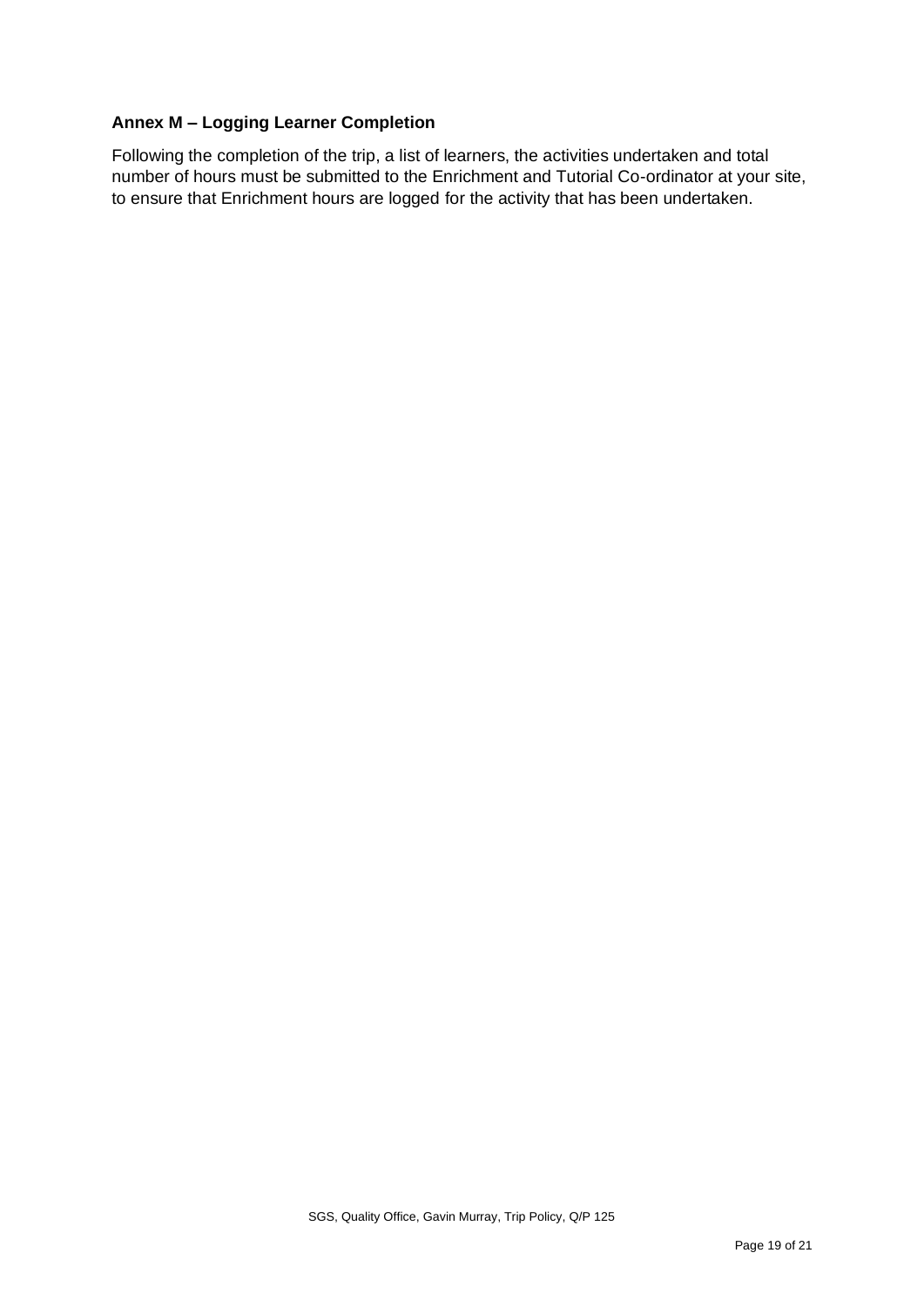## Annex M – Logging Learner Completion

Following the completion of the trip, a list of learners, the activities undertaken and total number of hours must be submitted to the Enrichment and Tutorial Co-ordinator at your site, to ensure that Enrichment hours are logged for the activity that has been undertaken.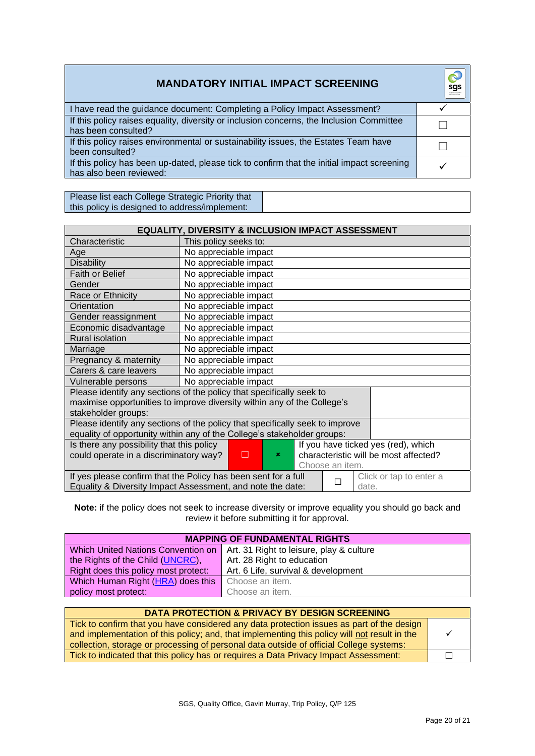## MANDATORY INITIAL IMPACT SCREENING

| | |
|---|---|
| I have read the guidance document: Completing a Policy Impact Assessment? | ✓ |
| If this policy raises equality, diversity or inclusion concerns, the Inclusion Committee has been consulted? | ☐ |
| If this policy raises environmental or sustainability issues, the Estates Team have been consulted? | ☐ |
| If this policy has been up-dated, please tick to confirm that the initial impact screening has also been reviewed: | ✓ |

| | |
|---|---|
| Please list each College Strategic Priority that this policy is designed to address/implement: | |

| EQUALITY, DIVERSITY & INCLUSION IMPACT ASSESSMENT | |
|---|---|
| Characteristic | This policy seeks to: |
| Age | No appreciable impact |
| Disability | No appreciable impact |
| Faith or Belief | No appreciable impact |
| Gender | No appreciable impact |
| Race or Ethnicity | No appreciable impact |
| Orientation | No appreciable impact |
| Gender reassignment | No appreciable impact |
| Economic disadvantage | No appreciable impact |
| Rural isolation | No appreciable impact |
| Marriage | No appreciable impact |
| Pregnancy & maternity | No appreciable impact |
| Carers & care leavers | No appreciable impact |
| Vulnerable persons | No appreciable impact |
| Please identify any sections of the policy that specifically seek to maximise opportunities to improve diversity within any of the College's stakeholder groups: | |
| Please identify any sections of the policy that specifically seek to improve equality of opportunity within any of the College's stakeholder groups: | |
| Is there any possibility that this policy could operate in a discriminatory way? | ☐ (yes) / ☒ (no) — If you have ticked yes (red), which characteristic will be most affected? Choose an item. |
| If yes please confirm that the Policy has been sent for a full Equality & Diversity Impact Assessment, and note the date: | ☐ Click or tap to enter a date. |

**Note:** if the policy does not seek to increase diversity or improve equality you should go back and review it before submitting it for approval.

| MAPPING OF FUNDAMENTAL RIGHTS | |
|---|---|
| Which United Nations Convention on the Rights of the Child (UNCRC), Right does this policy most protect: | Art. 31 Right to leisure, play & culture<br>Art. 28 Right to education<br>Art. 6 Life, survival & development |
| Which Human Right (HRA) does this policy most protect: | Choose an item.<br>Choose an item. |

| DATA PROTECTION & PRIVACY BY DESIGN SCREENING | |
|---|---|
| Tick to confirm that you have considered any data protection issues as part of the design and implementation of this policy; and, that implementing this policy will not result in the collection, storage or processing of personal data outside of official College systems: | ✓ |
| Tick to indicated that this policy has or requires a Data Privacy Impact Assessment: | ☐ |

SGS, Quality Office, Gavin Murray, Trip Policy, Q/P 125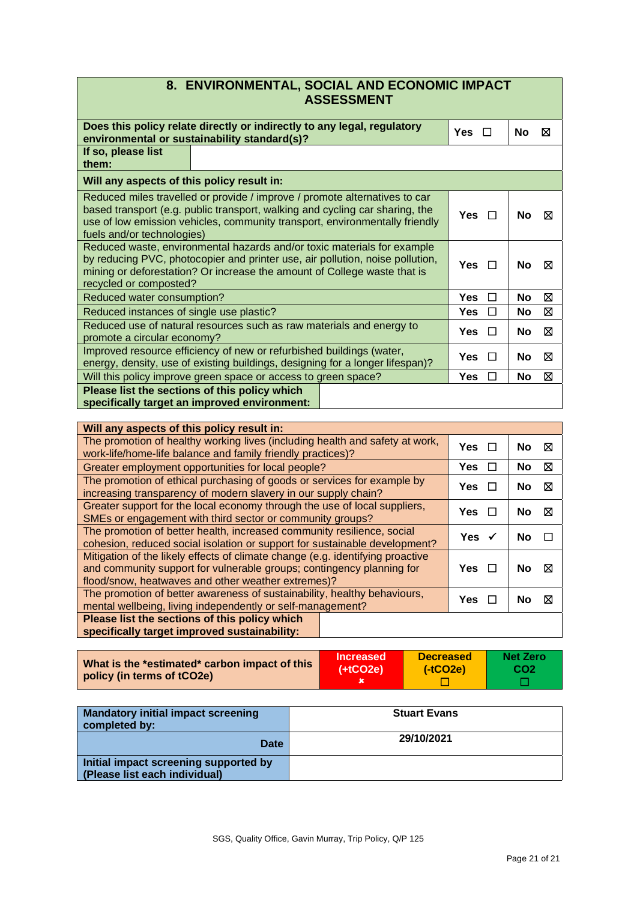## 8. ENVIRONMENTAL, SOCIAL AND ECONOMIC IMPACT ASSESSMENT

| | | |
|---|---|---|
| **Does this policy relate directly or indirectly to any legal, regulatory environmental or sustainability standard(s)?** | **Yes** ☐ | **No** ☒ |
| **If so, please list them:** | | |

| **Will any aspects of this policy result in:** | | |
|---|---|---|
| Reduced miles travelled or provide / improve / promote alternatives to car based transport (e.g. public transport, walking and cycling car sharing, the use of low emission vehicles, community transport, environmentally friendly fuels and/or technologies) | **Yes** ☐ | **No** ☒ |
| Reduced waste, environmental hazards and/or toxic materials for example by reducing PVC, photocopier and printer use, air pollution, noise pollution, mining or deforestation? Or increase the amount of College waste that is recycled or composted? | **Yes** ☐ | **No** ☒ |
| Reduced water consumption? | **Yes** ☐ | **No** ☒ |
| Reduced instances of single use plastic? | **Yes** ☐ | **No** ☒ |
| Reduced use of natural resources such as raw materials and energy to promote a circular economy? | **Yes** ☐ | **No** ☒ |
| Improved resource efficiency of new or refurbished buildings (water, energy, density, use of existing buildings, designing for a longer lifespan)? | **Yes** ☐ | **No** ☒ |
| Will this policy improve green space or access to green space? | **Yes** ☐ | **No** ☒ |
| **Please list the sections of this policy which specifically target an improved environment:** | | |

| **Will any aspects of this policy result in:** | | |
|---|---|---|
| The promotion of healthy working lives (including health and safety at work, work-life/home-life balance and family friendly practices)? | **Yes** ☐ | **No** ☒ |
| Greater employment opportunities for local people? | **Yes** ☐ | **No** ☒ |
| The promotion of ethical purchasing of goods or services for example by increasing transparency of modern slavery in our supply chain? | **Yes** ☐ | **No** ☒ |
| Greater support for the local economy through the use of local suppliers, SMEs or engagement with third sector or community groups? | **Yes** ☐ | **No** ☒ |
| The promotion of better health, increased community resilience, social cohesion, reduced social isolation or support for sustainable development? | **Yes** ✓ | **No** ☐ |
| Mitigation of the likely effects of climate change (e.g. identifying proactive and community support for vulnerable groups; contingency planning for flood/snow, heatwaves and other weather extremes)? | **Yes** ☐ | **No** ☒ |
| The promotion of better awareness of sustainability, healthy behaviours, mental wellbeing, living independently or self-management? | **Yes** ☐ | **No** ☒ |
| **Please list the sections of this policy which specifically target improved sustainability:** | | |

| | | | |
|---|---|---|---|
| **What is the \*estimated\* carbon impact of this policy (in terms of $tCO_2e$)** | **Increased ($+tCO_2e$)** ✖ | **Decreased ($-tCO_2e$)** ☐ | **Net Zero $CO_2$** ☐ |

| | |
|---|---|
| **Mandatory initial impact screening completed by:** | **Stuart Evans** |
| **Date** | **29/10/2021** |
| **Initial impact screening supported by (Please list each individual)** | |

SGS, Quality Office, Gavin Murray, Trip Policy, Q/P 125